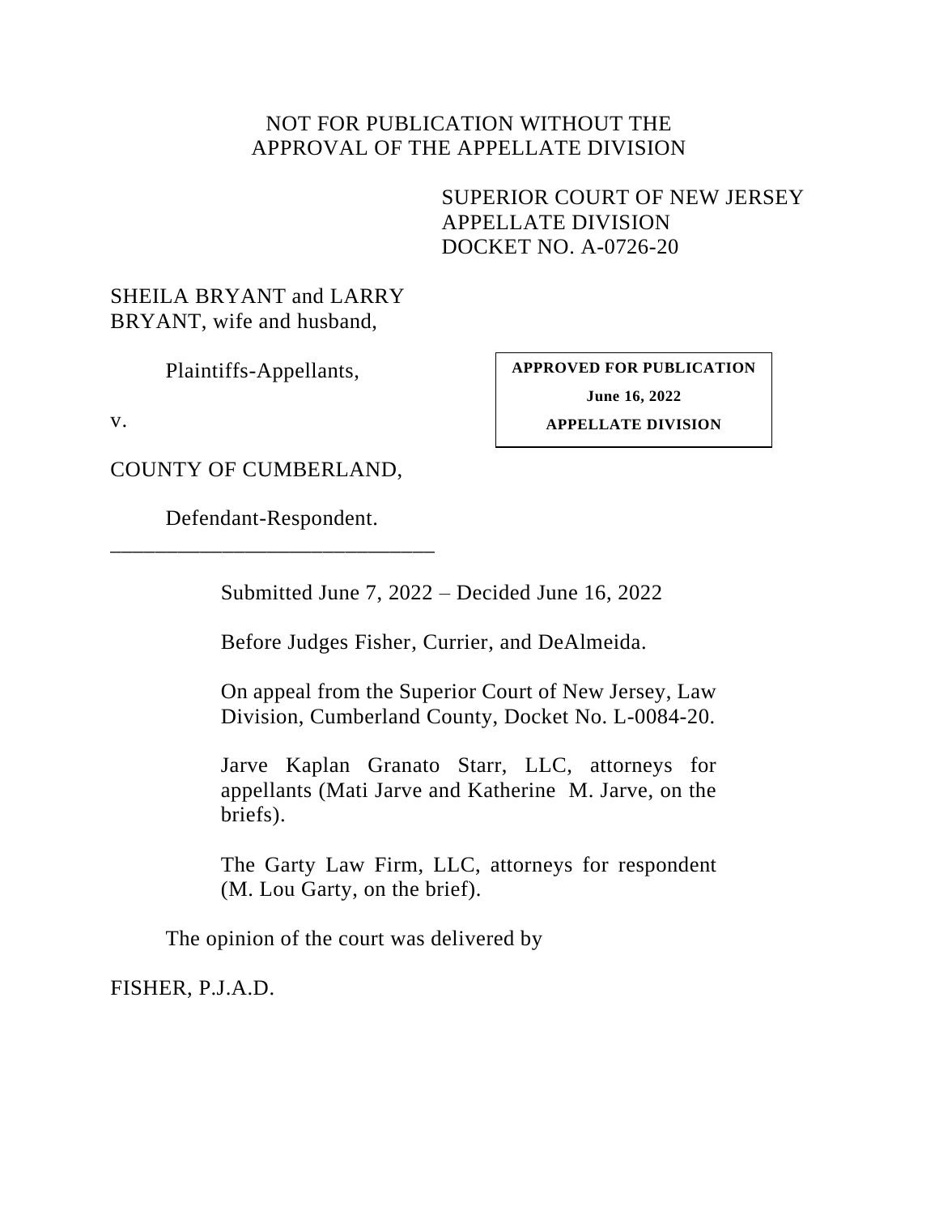NOT FOR PUBLICATION WITHOUT THE
APPROVAL OF THE APPELLATE DIVISION

SUPERIOR COURT OF NEW JERSEY
APPELLATE DIVISION
DOCKET NO. A-0726-20

SHEILA BRYANT and LARRY BRYANT, wife and husband,

Plaintiffs-Appellants,

v.

COUNTY OF CUMBERLAND,

Defendant-Respondent.

**APPROVED FOR PUBLICATION**
**June 16, 2022**
**APPELLATE DIVISION**

---

Submitted June 7, 2022 – Decided June 16, 2022

Before Judges Fisher, Currier, and DeAlmeida.

On appeal from the Superior Court of New Jersey, Law Division, Cumberland County, Docket No. L-0084-20.

Jarve Kaplan Granato Starr, LLC, attorneys for appellants (Mati Jarve and Katherine M. Jarve, on the briefs).

The Garty Law Firm, LLC, attorneys for respondent (M. Lou Garty, on the brief).

The opinion of the court was delivered by

FISHER, P.J.A.D.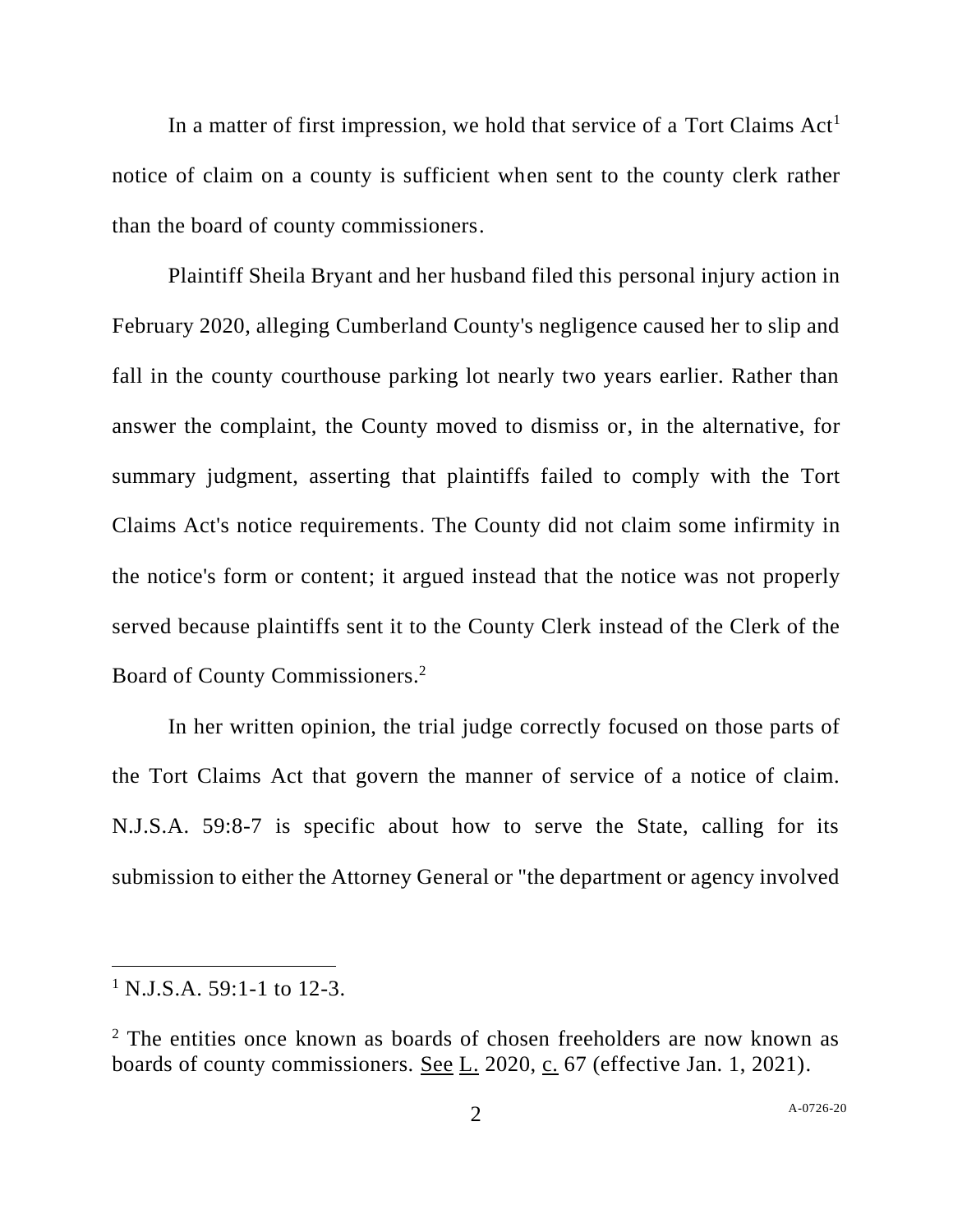In a matter of first impression, we hold that service of a Tort Claims Act[1] notice of claim on a county is sufficient when sent to the county clerk rather than the board of county commissioners.

Plaintiff Sheila Bryant and her husband filed this personal injury action in February 2020, alleging Cumberland County's negligence caused her to slip and fall in the county courthouse parking lot nearly two years earlier. Rather than answer the complaint, the County moved to dismiss or, in the alternative, for summary judgment, asserting that plaintiffs failed to comply with the Tort Claims Act's notice requirements. The County did not claim some infirmity in the notice's form or content; it argued instead that the notice was not properly served because plaintiffs sent it to the County Clerk instead of the Clerk of the Board of County Commissioners.[2]

In her written opinion, the trial judge correctly focused on those parts of the Tort Claims Act that govern the manner of service of a notice of claim. N.J.S.A. 59:8-7 is specific about how to serve the State, calling for its submission to either the Attorney General or "the department or agency involved

---

[1] N.J.S.A. 59:1-1 to 12-3.

[2] The entities once known as boards of chosen freeholders are now known as boards of county commissioners. See L. 2020, c. 67 (effective Jan. 1, 2021).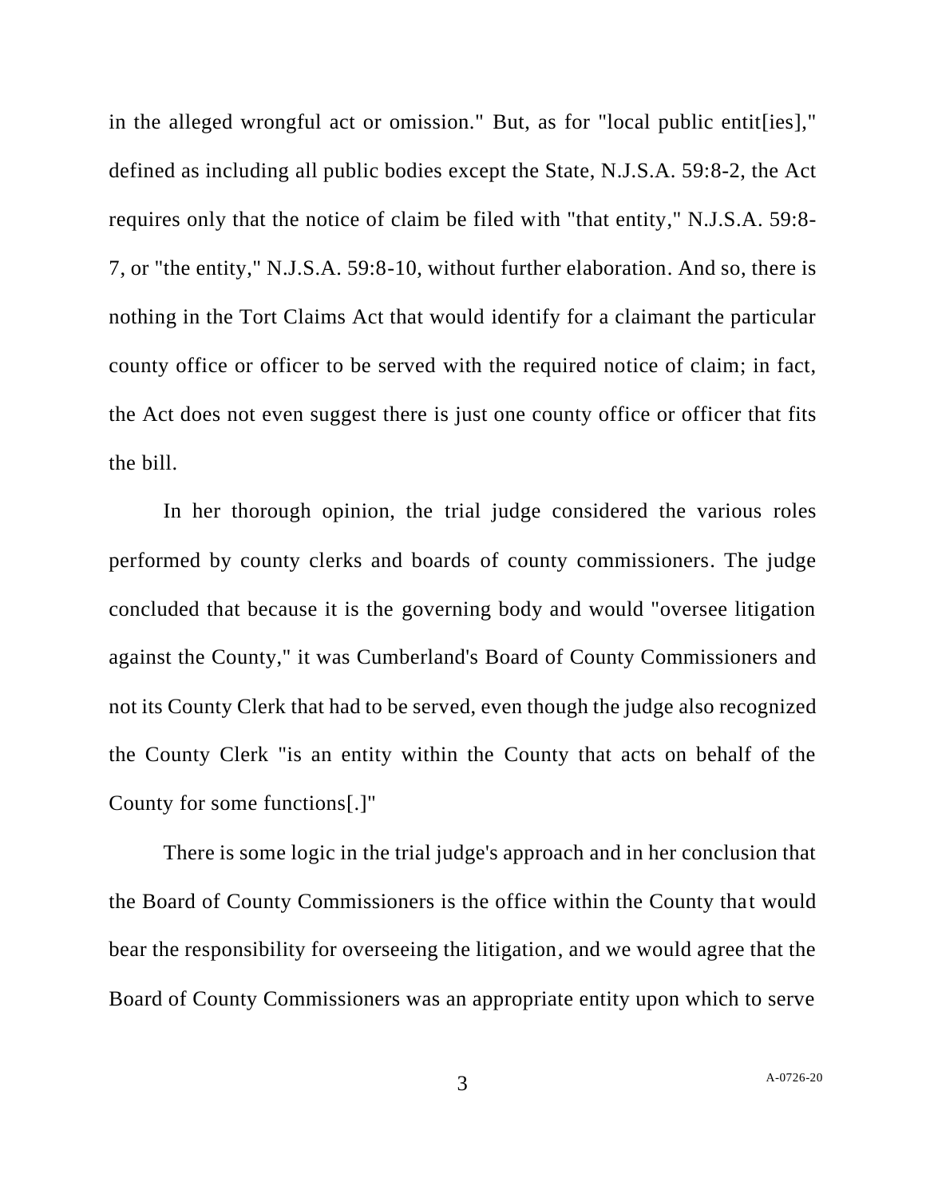in the alleged wrongful act or omission." But, as for "local public entit[ies]," defined as including all public bodies except the State, N.J.S.A. 59:8-2, the Act requires only that the notice of claim be filed with "that entity," N.J.S.A. 59:8-7, or "the entity," N.J.S.A. 59:8-10, without further elaboration. And so, there is nothing in the Tort Claims Act that would identify for a claimant the particular county office or officer to be served with the required notice of claim; in fact, the Act does not even suggest there is just one county office or officer that fits the bill.

In her thorough opinion, the trial judge considered the various roles performed by county clerks and boards of county commissioners. The judge concluded that because it is the governing body and would "oversee litigation against the County," it was Cumberland's Board of County Commissioners and not its County Clerk that had to be served, even though the judge also recognized the County Clerk "is an entity within the County that acts on behalf of the County for some functions[.]"

There is some logic in the trial judge's approach and in her conclusion that the Board of County Commissioners is the office within the County that would bear the responsibility for overseeing the litigation, and we would agree that the Board of County Commissioners was an appropriate entity upon which to serve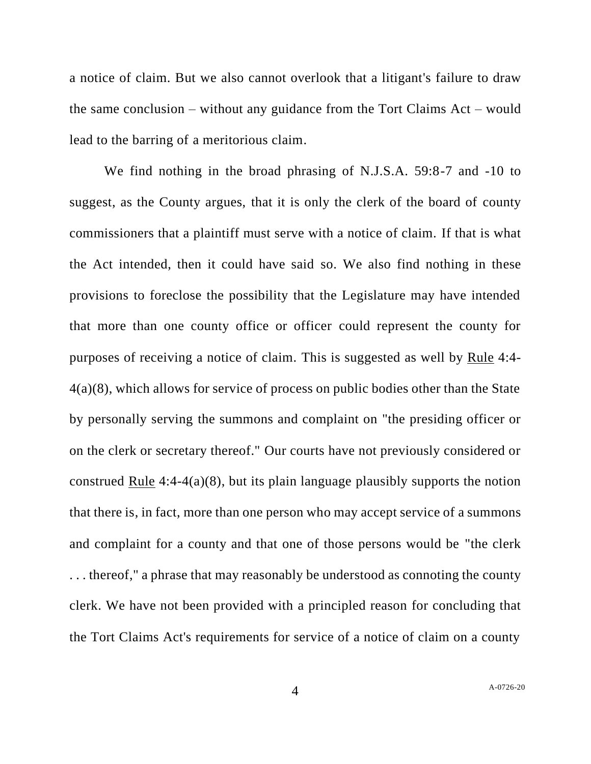a notice of claim. But we also cannot overlook that a litigant's failure to draw the same conclusion – without any guidance from the Tort Claims Act – would lead to the barring of a meritorious claim.

We find nothing in the broad phrasing of N.J.S.A. 59:8-7 and -10 to suggest, as the County argues, that it is only the clerk of the board of county commissioners that a plaintiff must serve with a notice of claim. If that is what the Act intended, then it could have said so. We also find nothing in these provisions to foreclose the possibility that the Legislature may have intended that more than one county office or officer could represent the county for purposes of receiving a notice of claim. This is suggested as well by Rule 4:4-4(a)(8), which allows for service of process on public bodies other than the State by personally serving the summons and complaint on "the presiding officer or on the clerk or secretary thereof." Our courts have not previously considered or construed Rule 4:4-4(a)(8), but its plain language plausibly supports the notion that there is, in fact, more than one person who may accept service of a summons and complaint for a county and that one of those persons would be "the clerk . . . thereof," a phrase that may reasonably be understood as connoting the county clerk. We have not been provided with a principled reason for concluding that the Tort Claims Act's requirements for service of a notice of claim on a county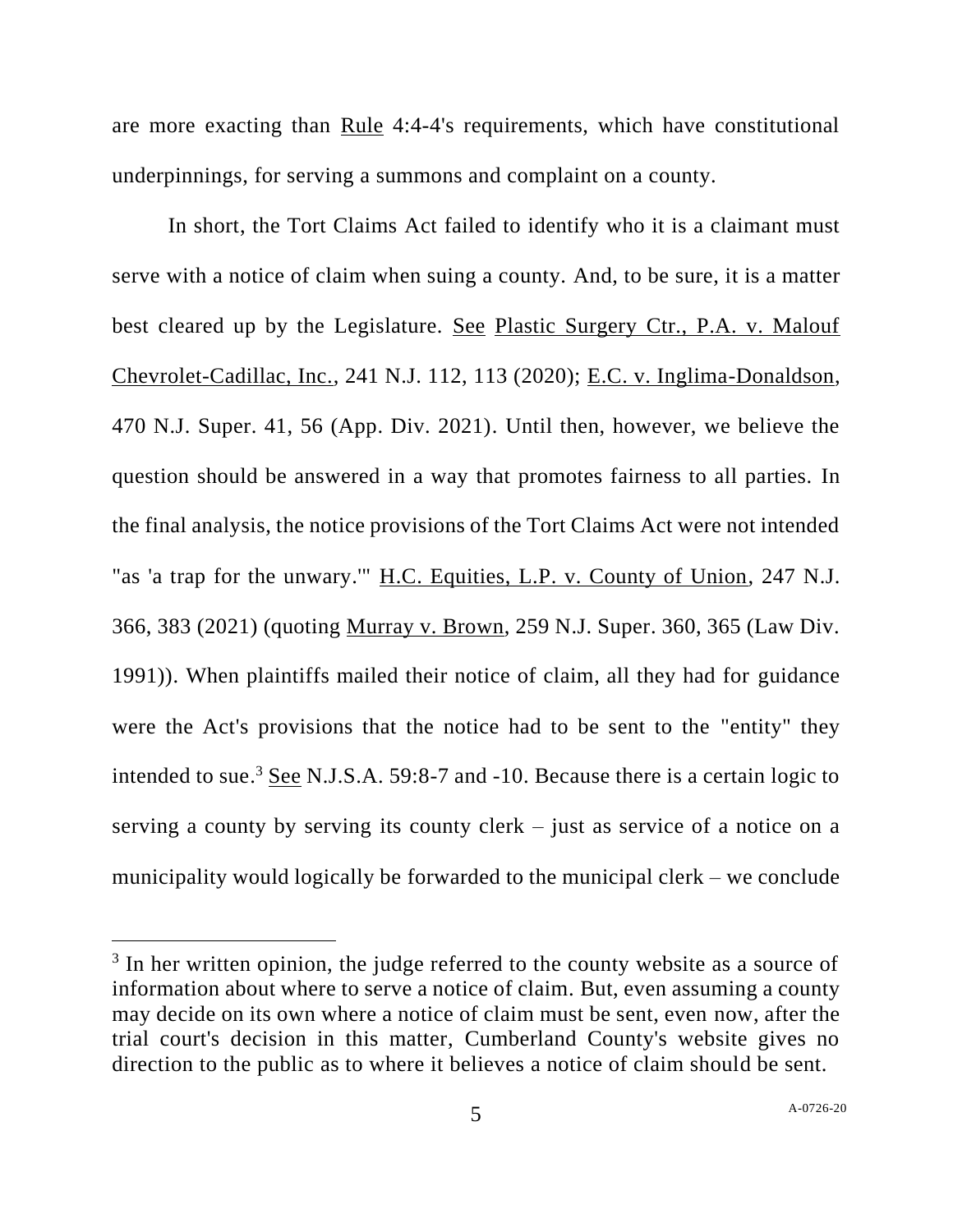are more exacting than Rule 4:4-4's requirements, which have constitutional underpinnings, for serving a summons and complaint on a county.

In short, the Tort Claims Act failed to identify who it is a claimant must serve with a notice of claim when suing a county. And, to be sure, it is a matter best cleared up by the Legislature. See Plastic Surgery Ctr., P.A. v. Malouf Chevrolet-Cadillac, Inc., 241 N.J. 112, 113 (2020); E.C. v. Inglima-Donaldson, 470 N.J. Super. 41, 56 (App. Div. 2021). Until then, however, we believe the question should be answered in a way that promotes fairness to all parties. In the final analysis, the notice provisions of the Tort Claims Act were not intended "as 'a trap for the unwary.'" H.C. Equities, L.P. v. County of Union, 247 N.J. 366, 383 (2021) (quoting Murray v. Brown, 259 N.J. Super. 360, 365 (Law Div. 1991)). When plaintiffs mailed their notice of claim, all they had for guidance were the Act's provisions that the notice had to be sent to the "entity" they intended to sue.[3] See N.J.S.A. 59:8-7 and -10. Because there is a certain logic to serving a county by serving its county clerk – just as service of a notice on a municipality would logically be forwarded to the municipal clerk – we conclude

[3] In her written opinion, the judge referred to the county website as a source of information about where to serve a notice of claim. But, even assuming a county may decide on its own where a notice of claim must be sent, even now, after the trial court's decision in this matter, Cumberland County's website gives no direction to the public as to where it believes a notice of claim should be sent.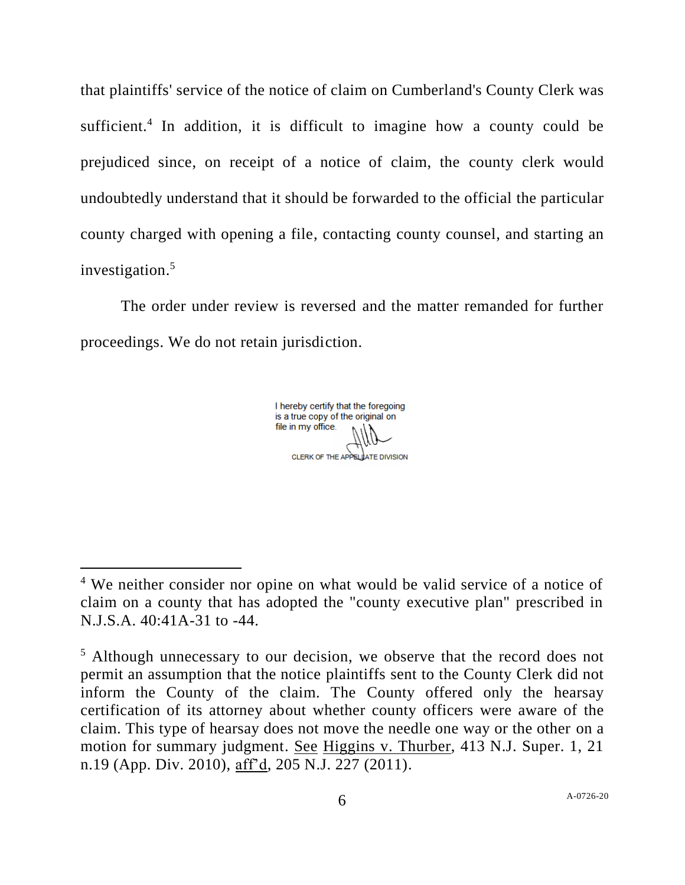that plaintiffs' service of the notice of claim on Cumberland's County Clerk was sufficient.[4] In addition, it is difficult to imagine how a county could be prejudiced since, on receipt of a notice of claim, the county clerk would undoubtedly understand that it should be forwarded to the official the particular county charged with opening a file, contacting county counsel, and starting an investigation.[5]

The order under review is reversed and the matter remanded for further proceedings. We do not retain jurisdiction.

I hereby certify that the foregoing is a true copy of the original on file in my office.

CLERK OF THE APPELLATE DIVISION

---

[4] We neither consider nor opine on what would be valid service of a notice of claim on a county that has adopted the "county executive plan" prescribed in N.J.S.A. 40:41A-31 to -44.

[5] Although unnecessary to our decision, we observe that the record does not permit an assumption that the notice plaintiffs sent to the County Clerk did not inform the County of the claim. The County offered only the hearsay certification of its attorney about whether county officers were aware of the claim. This type of hearsay does not move the needle one way or the other on a motion for summary judgment. See Higgins v. Thurber, 413 N.J. Super. 1, 21 n.19 (App. Div. 2010), aff'd, 205 N.J. 227 (2011).